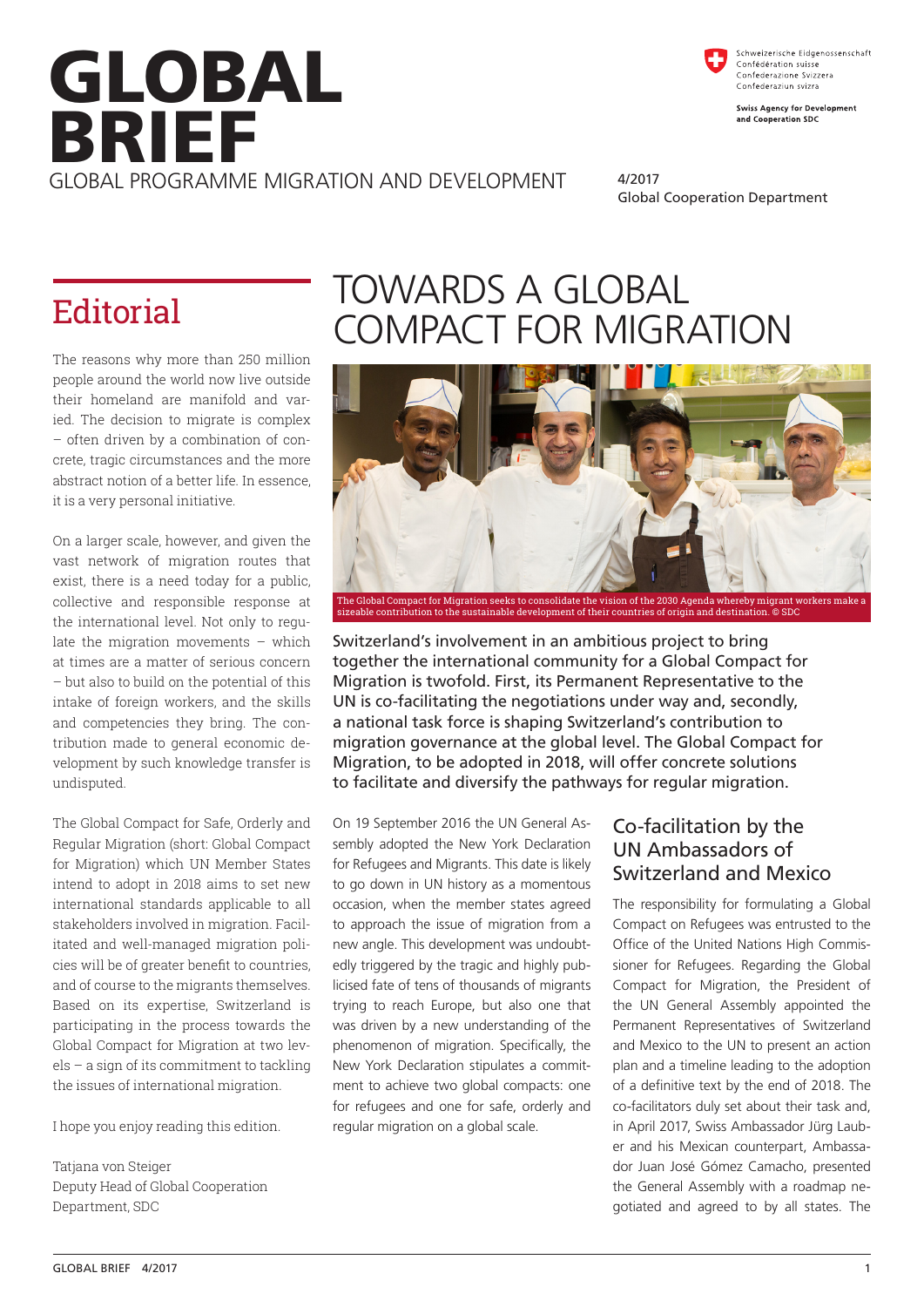# GLOBAL BRIEF

GLOBAL PROGRAMME MIGRATION AND DEVELOPMENT

Schweizerische Eidgenossenschaft
Confédération suisse
Confederazione Svizzera
Confederaziun svizra

**Swiss Agency for Development and Cooperation SDC**

4/2017
Global Cooperation Department

## Editorial

The reasons why more than 250 million people around the world now live outside their homeland are manifold and varied. The decision to migrate is complex – often driven by a combination of concrete, tragic circumstances and the more abstract notion of a better life. In essence, it is a very personal initiative.

On a larger scale, however, and given the vast network of migration routes that exist, there is a need today for a public, collective and responsible response at the international level. Not only to regulate the migration movements – which at times are a matter of serious concern – but also to build on the potential of this intake of foreign workers, and the skills and competencies they bring. The contribution made to general economic development by such knowledge transfer is undisputed.

The Global Compact for Safe, Orderly and Regular Migration (short: Global Compact for Migration) which UN Member States intend to adopt in 2018 aims to set new international standards applicable to all stakeholders involved in migration. Facilitated and well-managed migration policies will be of greater benefit to countries, and of course to the migrants themselves. Based on its expertise, Switzerland is participating in the process towards the Global Compact for Migration at two levels – a sign of its commitment to tackling the issues of international migration.

I hope you enjoy reading this edition.

Tatjana von Steiger
Deputy Head of Global Cooperation Department, SDC

# TOWARDS A GLOBAL COMPACT FOR MIGRATION

The Global Compact for Migration seeks to consolidate the vision of the 2030 Agenda whereby migrant workers make a sizeable contribution to the sustainable development of their countries of origin and destination. © SDC

Switzerland's involvement in an ambitious project to bring together the international community for a Global Compact for Migration is twofold. First, its Permanent Representative to the UN is co-facilitating the negotiations under way and, secondly, a national task force is shaping Switzerland's contribution to migration governance at the global level. The Global Compact for Migration, to be adopted in 2018, will offer concrete solutions to facilitate and diversify the pathways for regular migration.

On 19 September 2016 the UN General Assembly adopted the New York Declaration for Refugees and Migrants. This date is likely to go down in UN history as a momentous occasion, when the member states agreed to approach the issue of migration from a new angle. This development was undoubtedly triggered by the tragic and highly publicised fate of tens of thousands of migrants trying to reach Europe, but also one that was driven by a new understanding of the phenomenon of migration. Specifically, the New York Declaration stipulates a commitment to achieve two global compacts: one for refugees and one for safe, orderly and regular migration on a global scale.

## Co-facilitation by the UN Ambassadors of Switzerland and Mexico

The responsibility for formulating a Global Compact on Refugees was entrusted to the Office of the United Nations High Commissioner for Refugees. Regarding the Global Compact for Migration, the President of the UN General Assembly appointed the Permanent Representatives of Switzerland and Mexico to the UN to present an action plan and a timeline leading to the adoption of a definitive text by the end of 2018. The co-facilitators duly set about their task and, in April 2017, Swiss Ambassador Jürg Lauber and his Mexican counterpart, Ambassador Juan José Gómez Camacho, presented the General Assembly with a roadmap negotiated and agreed to by all states. The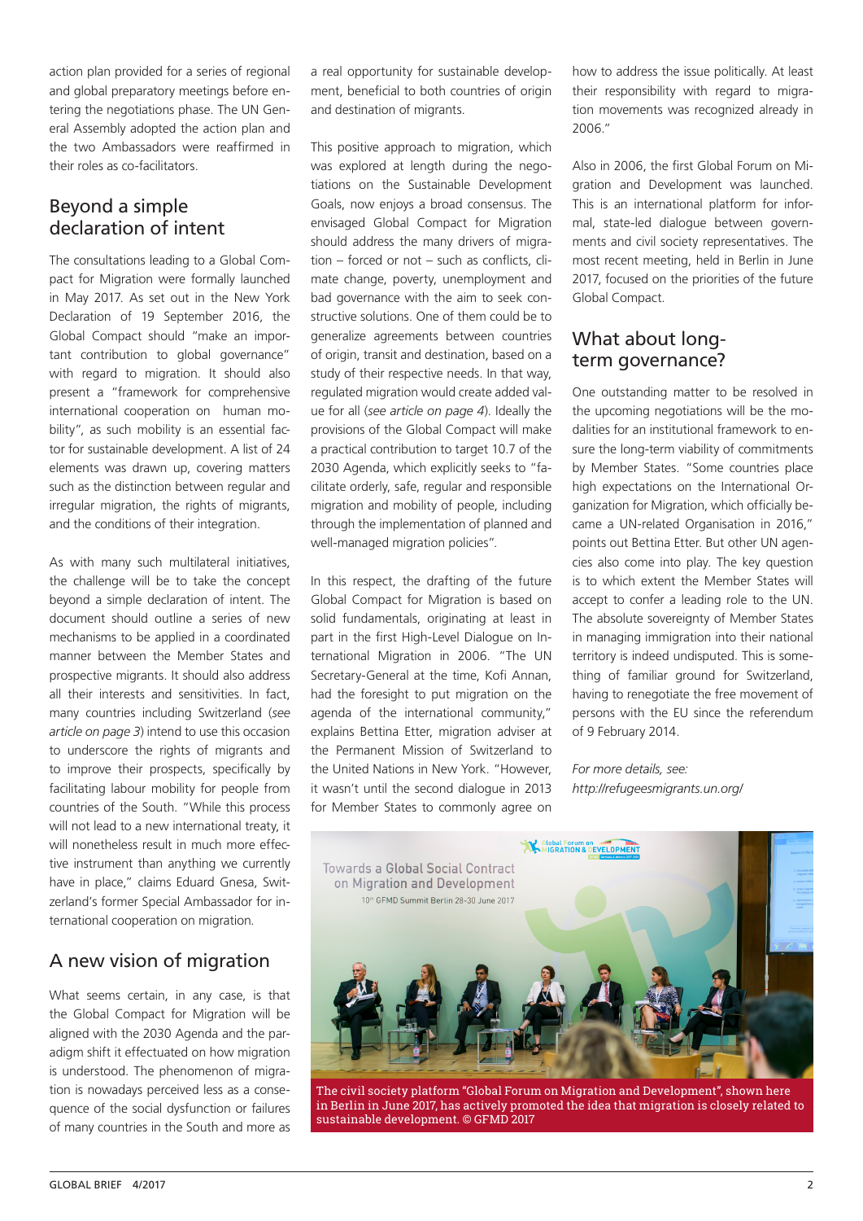action plan provided for a series of regional and global preparatory meetings before entering the negotiations phase. The UN General Assembly adopted the action plan and the two Ambassadors were reaffirmed in their roles as co-facilitators.

## Beyond a simple declaration of intent

The consultations leading to a Global Compact for Migration were formally launched in May 2017. As set out in the New York Declaration of 19 September 2016, the Global Compact should "make an important contribution to global governance" with regard to migration. It should also present a "framework for comprehensive international cooperation on human mobility", as such mobility is an essential factor for sustainable development. A list of 24 elements was drawn up, covering matters such as the distinction between regular and irregular migration, the rights of migrants, and the conditions of their integration.

As with many such multilateral initiatives, the challenge will be to take the concept beyond a simple declaration of intent. The document should outline a series of new mechanisms to be applied in a coordinated manner between the Member States and prospective migrants. It should also address all their interests and sensitivities. In fact, many countries including Switzerland (*see article on page 3*) intend to use this occasion to underscore the rights of migrants and to improve their prospects, specifically by facilitating labour mobility for people from countries of the South. "While this process will not lead to a new international treaty, it will nonetheless result in much more effective instrument than anything we currently have in place," claims Eduard Gnesa, Switzerland's former Special Ambassador for international cooperation on migration.

## A new vision of migration

What seems certain, in any case, is that the Global Compact for Migration will be aligned with the 2030 Agenda and the paradigm shift it effectuated on how migration is understood. The phenomenon of migration is nowadays perceived less as a consequence of the social dysfunction or failures of many countries in the South and more as a real opportunity for sustainable development, beneficial to both countries of origin and destination of migrants.

This positive approach to migration, which was explored at length during the negotiations on the Sustainable Development Goals, now enjoys a broad consensus. The envisaged Global Compact for Migration should address the many drivers of migration – forced or not – such as conflicts, climate change, poverty, unemployment and bad governance with the aim to seek constructive solutions. One of them could be to generalize agreements between countries of origin, transit and destination, based on a study of their respective needs. In that way, regulated migration would create added value for all (*see article on page 4*). Ideally the provisions of the Global Compact will make a practical contribution to target 10.7 of the 2030 Agenda, which explicitly seeks to "facilitate orderly, safe, regular and responsible migration and mobility of people, including through the implementation of planned and well-managed migration policies".

In this respect, the drafting of the future Global Compact for Migration is based on solid fundamentals, originating at least in part in the first High-Level Dialogue on International Migration in 2006. "The UN Secretary-General at the time, Kofi Annan, had the foresight to put migration on the agenda of the international community," explains Bettina Etter, migration adviser at the Permanent Mission of Switzerland to the United Nations in New York. "However, it wasn't until the second dialogue in 2013 for Member States to commonly agree on how to address the issue politically. At least their responsibility with regard to migration movements was recognized already in 2006."

Also in 2006, the first Global Forum on Migration and Development was launched. This is an international platform for informal, state-led dialogue between governments and civil society representatives. The most recent meeting, held in Berlin in June 2017, focused on the priorities of the future Global Compact.

## What about long-term governance?

One outstanding matter to be resolved in the upcoming negotiations will be the modalities for an institutional framework to ensure the long-term viability of commitments by Member States. "Some countries place high expectations on the International Organization for Migration, which officially became a UN-related Organisation in 2016," points out Bettina Etter. But other UN agencies also come into play. The key question is to which extent the Member States will accept to confer a leading role to the UN. The absolute sovereignty of Member States in managing immigration into their national territory is indeed undisputed. This is something of familiar ground for Switzerland, having to renegotiate the free movement of persons with the EU since the referendum of 9 February 2014.

*For more details, see:*
*http://refugeesmigrants.un.org/*

The civil society platform "Global Forum on Migration and Development", shown here in Berlin in June 2017, has actively promoted the idea that migration is closely related to sustainable development. © GFMD 2017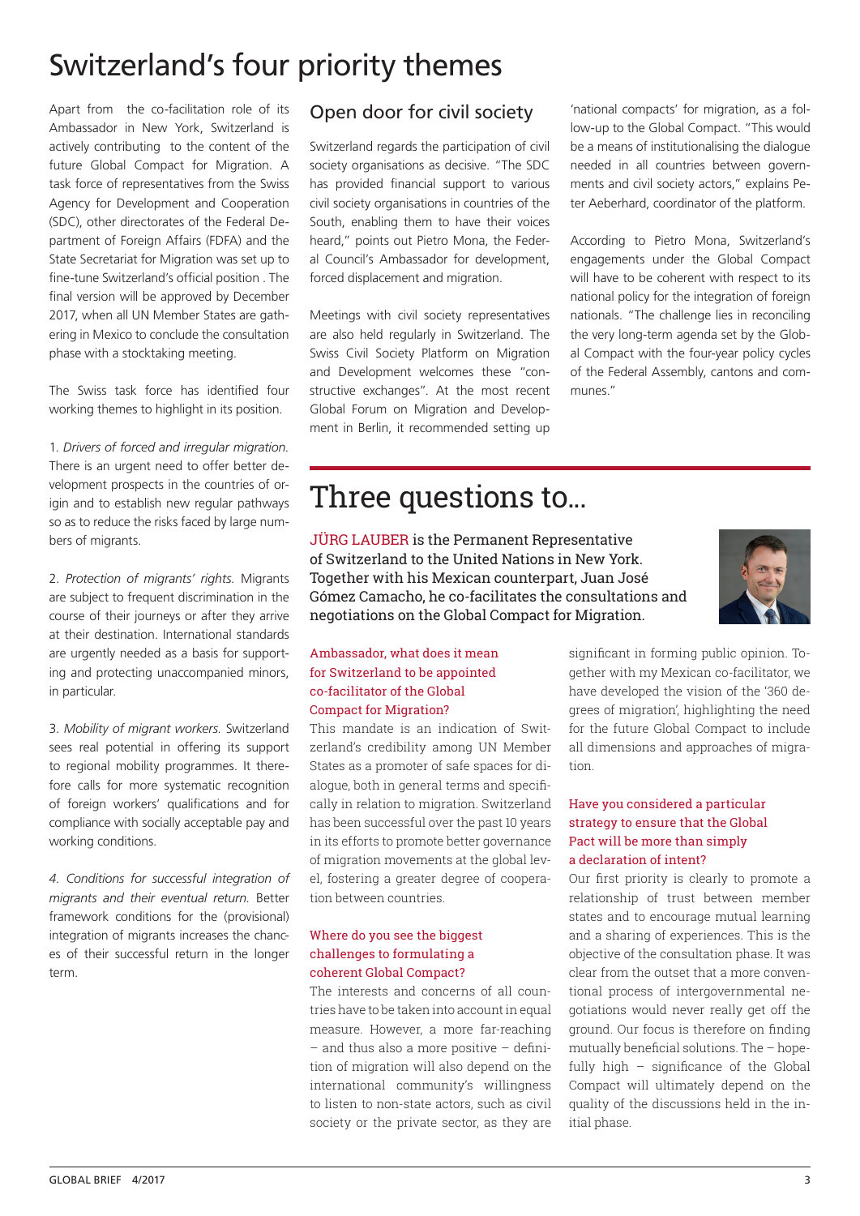# Switzerland's four priority themes

Apart from the co-facilitation role of its Ambassador in New York, Switzerland is actively contributing to the content of the future Global Compact for Migration. A task force of representatives from the Swiss Agency for Development and Cooperation (SDC), other directorates of the Federal Department of Foreign Affairs (FDFA) and the State Secretariat for Migration was set up to fine-tune Switzerland's official position . The final version will be approved by December 2017, when all UN Member States are gathering in Mexico to conclude the consultation phase with a stocktaking meeting.

The Swiss task force has identified four working themes to highlight in its position.

1. *Drivers of forced and irregular migration.* There is an urgent need to offer better development prospects in the countries of origin and to establish new regular pathways so as to reduce the risks faced by large numbers of migrants.

2. *Protection of migrants' rights.* Migrants are subject to frequent discrimination in the course of their journeys or after they arrive at their destination. International standards are urgently needed as a basis for supporting and protecting unaccompanied minors, in particular.

3. *Mobility of migrant workers.* Switzerland sees real potential in offering its support to regional mobility programmes. It therefore calls for more systematic recognition of foreign workers' qualifications and for compliance with socially acceptable pay and working conditions.

*4. Conditions for successful integration of migrants and their eventual return.* Better framework conditions for the (provisional) integration of migrants increases the chances of their successful return in the longer term.

## Open door for civil society

Switzerland regards the participation of civil society organisations as decisive. "The SDC has provided financial support to various civil society organisations in countries of the South, enabling them to have their voices heard," points out Pietro Mona, the Federal Council's Ambassador for development, forced displacement and migration.

Meetings with civil society representatives are also held regularly in Switzerland. The Swiss Civil Society Platform on Migration and Development welcomes these "constructive exchanges". At the most recent Global Forum on Migration and Development in Berlin, it recommended setting up 'national compacts' for migration, as a follow-up to the Global Compact. "This would be a means of institutionalising the dialogue needed in all countries between governments and civil society actors," explains Peter Aeberhard, coordinator of the platform.

According to Pietro Mona, Switzerland's engagements under the Global Compact will have to be coherent with respect to its national policy for the integration of foreign nationals. "The challenge lies in reconciling the very long-term agenda set by the Global Compact with the four-year policy cycles of the Federal Assembly, cantons and communes."

# Three questions to...

JÜRG LAUBER is the Permanent Representative of Switzerland to the United Nations in New York. Together with his Mexican counterpart, Juan José Gómez Camacho, he co-facilitates the consultations and negotiations on the Global Compact for Migration.

### Ambassador, what does it mean for Switzerland to be appointed co-facilitator of the Global Compact for Migration?

This mandate is an indication of Switzerland's credibility among UN Member States as a promoter of safe spaces for dialogue, both in general terms and specifically in relation to migration. Switzerland has been successful over the past 10 years in its efforts to promote better governance of migration movements at the global level, fostering a greater degree of cooperation between countries.

### Where do you see the biggest challenges to formulating a coherent Global Compact?

The interests and concerns of all countries have to be taken into account in equal measure. However, a more far-reaching – and thus also a more positive – definition of migration will also depend on the international community's willingness to listen to non-state actors, such as civil society or the private sector, as they are significant in forming public opinion. Together with my Mexican co-facilitator, we have developed the vision of the '360 degrees of migration', highlighting the need for the future Global Compact to include all dimensions and approaches of migration.

### Have you considered a particular strategy to ensure that the Global Pact will be more than simply a declaration of intent?

Our first priority is clearly to promote a relationship of trust between member states and to encourage mutual learning and a sharing of experiences. This is the objective of the consultation phase. It was clear from the outset that a more conventional process of intergovernmental negotiations would never really get off the ground. Our focus is therefore on finding mutually beneficial solutions. The – hopefully high – significance of the Global Compact will ultimately depend on the quality of the discussions held in the initial phase.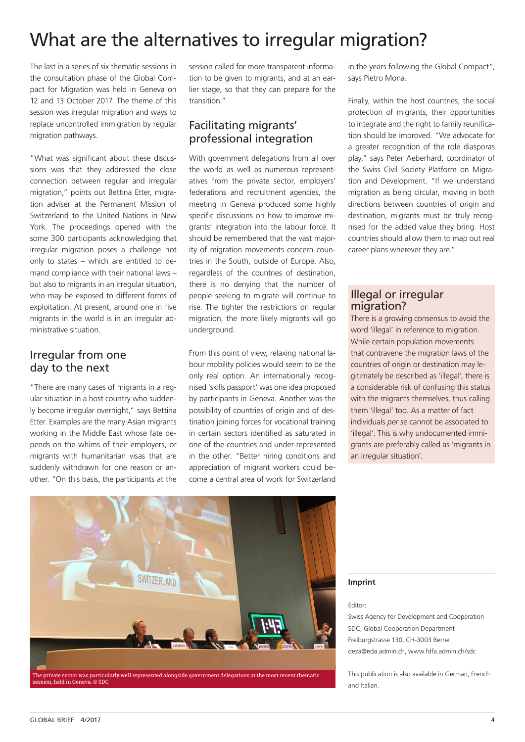# What are the alternatives to irregular migration?

The last in a series of six thematic sessions in the consultation phase of the Global Compact for Migration was held in Geneva on 12 and 13 October 2017. The theme of this session was irregular migration and ways to replace uncontrolled immigration by regular migration pathways.

"What was significant about these discussions was that they addressed the close connection between regular and irregular migration," points out Bettina Etter, migration adviser at the Permanent Mission of Switzerland to the United Nations in New York. The proceedings opened with the some 300 participants acknowledging that irregular migration poses a challenge not only to states – which are entitled to demand compliance with their national laws – but also to migrants in an irregular situation, who may be exposed to different forms of exploitation. At present, around one in five migrants in the world is in an irregular administrative situation.

## Irregular from one day to the next

"There are many cases of migrants in a regular situation in a host country who suddenly become irregular overnight," says Bettina Etter. Examples are the many Asian migrants working in the Middle East whose fate depends on the whims of their employers, or migrants with humanitarian visas that are suddenly withdrawn for one reason or another. "On this basis, the participants at the session called for more transparent information to be given to migrants, and at an earlier stage, so that they can prepare for the transition."

## Facilitating migrants' professional integration

With government delegations from all over the world as well as numerous representatives from the private sector, employers' federations and recruitment agencies, the meeting in Geneva produced some highly specific discussions on how to improve migrants' integration into the labour force. It should be remembered that the vast majority of migration movements concern countries in the South, outside of Europe. Also, regardless of the countries of destination, there is no denying that the number of people seeking to migrate will continue to rise. The tighter the restrictions on regular migration, the more likely migrants will go underground.

From this point of view, relaxing national labour mobility policies would seem to be the only real option. An internationally recognised 'skills passport' was one idea proposed by participants in Geneva. Another was the possibility of countries of origin and of destination joining forces for vocational training in certain sectors identified as saturated in one of the countries and under-represented in the other. "Better hiring conditions and appreciation of migrant workers could become a central area of work for Switzerland in the years following the Global Compact", says Pietro Mona.

Finally, within the host countries, the social protection of migrants, their opportunities to integrate and the right to family reunification should be improved. "We advocate for a greater recognition of the role diasporas play," says Peter Aeberhard, coordinator of the Swiss Civil Society Platform on Migration and Development. "If we understand migration as being circular, moving in both directions between countries of origin and destination, migrants must be truly recognised for the added value they bring. Host countries should allow them to map out real career plans wherever they are."

## Illegal or irregular migration?

There is a growing consensus to avoid the word 'illegal' in reference to migration. While certain population movements that contravene the migration laws of the countries of origin or destination may legitimately be described as 'illegal', there is a considerable risk of confusing this status with the migrants themselves, thus calling them 'illegal' too. As a matter of fact individuals *per se* cannot be associated to 'illegal'. This is why undocumented immigrants are preferably called as 'migrants in an irregular situation'.

The private sector was particularly well represented alongside government delegations at the most recent thematic session, held in Geneva. © SDC

**Imprint**

Editor:
Swiss Agency for Development and Cooperation
SDC, Global Cooperation Department
Freiburgstrasse 130, CH-3003 Berne
deza@eda.admin.ch, www.fdfa.admin.ch/sdc

This publication is also available in German, French and Italian.